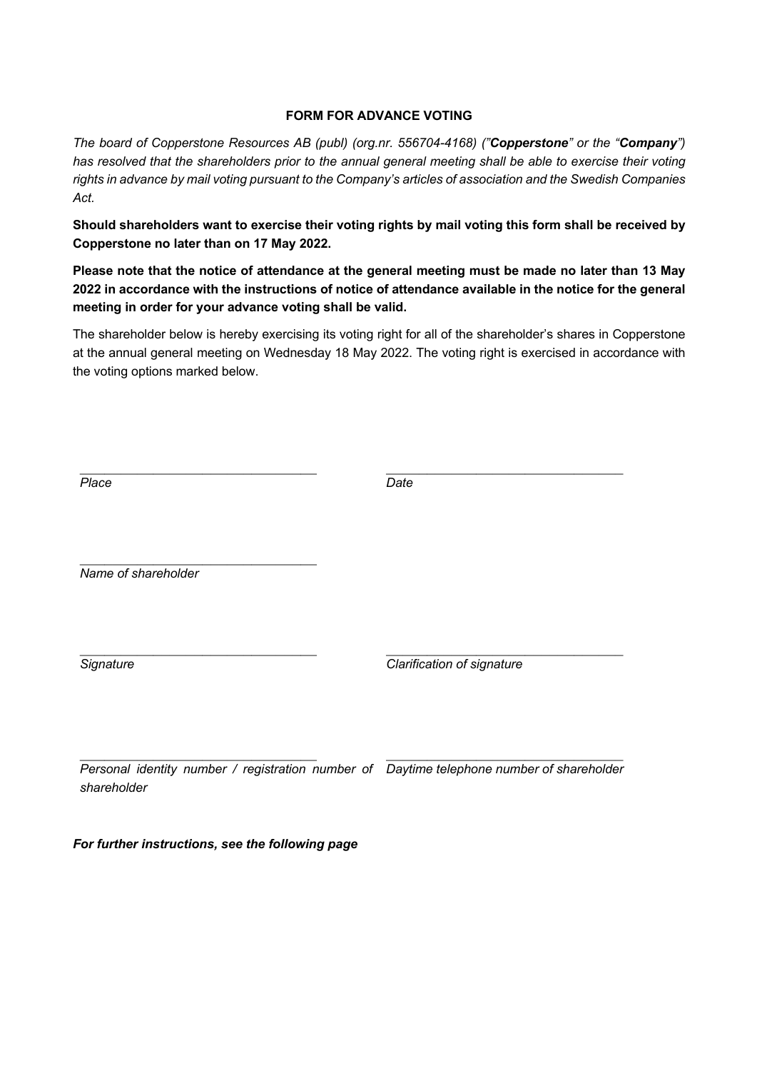**FORM FOR ADVANCE VOTING**

*The board of Copperstone Resources AB (publ) (org.nr. 556704-4168) ("**Copperstone**" or the "**Company**") has resolved that the shareholders prior to the annual general meeting shall be able to exercise their voting rights in advance by mail voting pursuant to the Company's articles of association and the Swedish Companies Act.*

**Should shareholders want to exercise their voting rights by mail voting this form shall be received by Copperstone no later than on 17 May 2022.**

**Please note that the notice of attendance at the general meeting must be made no later than 13 May 2022 in accordance with the instructions of notice of attendance available in the notice for the general meeting in order for your advance voting shall be valid.**

The shareholder below is hereby exercising its voting right for all of the shareholder's shares in Copperstone at the annual general meeting on Wednesday 18 May 2022. The voting right is exercised in accordance with the voting options marked below.

| | |
|---|---|
| ______________________________ | ______________________________ |
| *Place* | *Date* |
| ______________________________ | |
| *Name of shareholder* | |
| ______________________________ | ______________________________ |
| *Signature* | *Clarification of signature* |
| ______________________________ | ______________________________ |
| *Personal identity number / registration number of shareholder* | *Daytime telephone number of shareholder* |

***For further instructions, see the following page***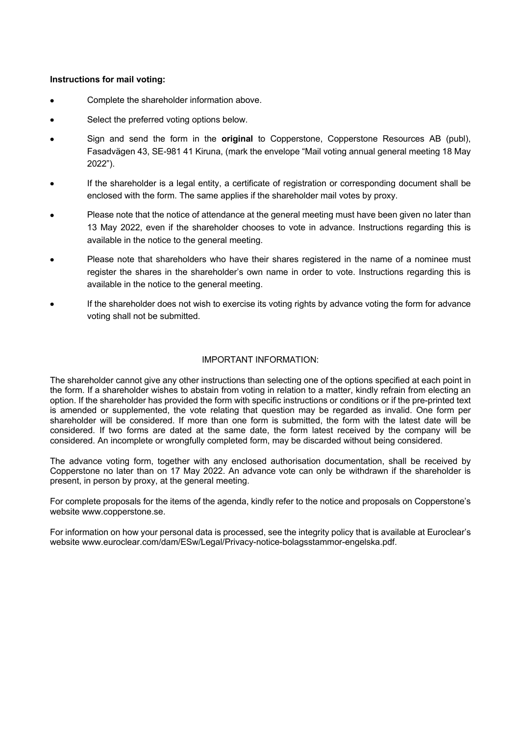**Instructions for mail voting:**

- Complete the shareholder information above.
- Select the preferred voting options below.
- Sign and send the form in the **original** to Copperstone, Copperstone Resources AB (publ), Fasadvägen 43, SE-981 41 Kiruna, (mark the envelope "Mail voting annual general meeting 18 May 2022").
- If the shareholder is a legal entity, a certificate of registration or corresponding document shall be enclosed with the form. The same applies if the shareholder mail votes by proxy.
- Please note that the notice of attendance at the general meeting must have been given no later than 13 May 2022, even if the shareholder chooses to vote in advance. Instructions regarding this is available in the notice to the general meeting.
- Please note that shareholders who have their shares registered in the name of a nominee must register the shares in the shareholder's own name in order to vote. Instructions regarding this is available in the notice to the general meeting.
- If the shareholder does not wish to exercise its voting rights by advance voting the form for advance voting shall not be submitted.

IMPORTANT INFORMATION:

The shareholder cannot give any other instructions than selecting one of the options specified at each point in the form. If a shareholder wishes to abstain from voting in relation to a matter, kindly refrain from electing an option. If the shareholder has provided the form with specific instructions or conditions or if the pre-printed text is amended or supplemented, the vote relating that question may be regarded as invalid. One form per shareholder will be considered. If more than one form is submitted, the form with the latest date will be considered. If two forms are dated at the same date, the form latest received by the company will be considered. An incomplete or wrongfully completed form, may be discarded without being considered.

The advance voting form, together with any enclosed authorisation documentation, shall be received by Copperstone no later than on 17 May 2022. An advance vote can only be withdrawn if the shareholder is present, in person by proxy, at the general meeting.

For complete proposals for the items of the agenda, kindly refer to the notice and proposals on Copperstone's website www.copperstone.se.

For information on how your personal data is processed, see the integrity policy that is available at Euroclear's website www.euroclear.com/dam/ESw/Legal/Privacy-notice-bolagsstammor-engelska.pdf.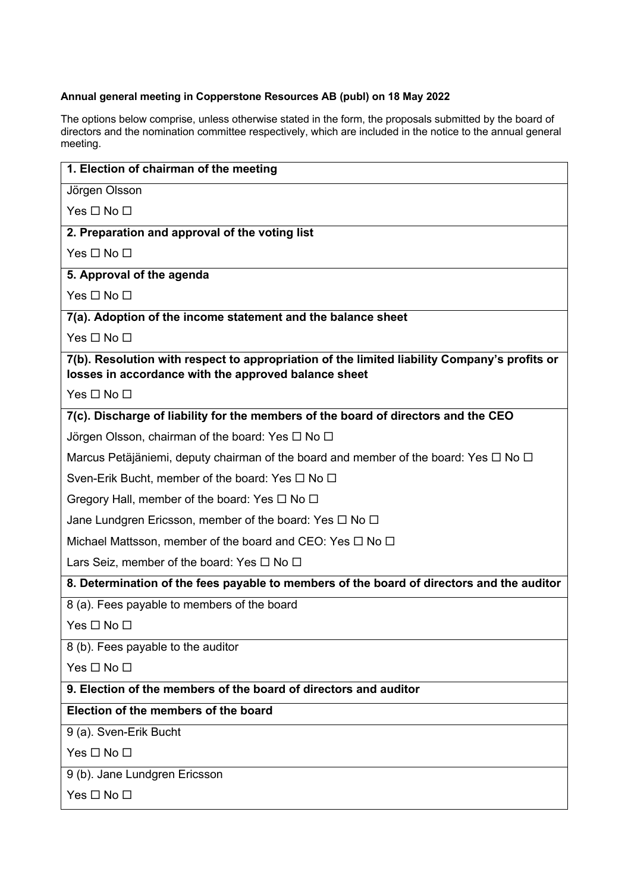**Annual general meeting in Copperstone Resources AB (publ) on 18 May 2022**

The options below comprise, unless otherwise stated in the form, the proposals submitted by the board of directors and the nomination committee respectively, which are included in the notice to the annual general meeting.

| **1. Election of chairman of the meeting** |
|---|
| Jörgen Olsson |
| Yes ☐ No ☐ |
| **2. Preparation and approval of the voting list** |
| Yes ☐ No ☐ |
| **5. Approval of the agenda** |
| Yes ☐ No ☐ |
| **7(a). Adoption of the income statement and the balance sheet** |
| Yes ☐ No ☐ |
| **7(b). Resolution with respect to appropriation of the limited liability Company's profits or losses in accordance with the approved balance sheet** |
| Yes ☐ No ☐ |
| **7(c). Discharge of liability for the members of the board of directors and the CEO** |
| Jörgen Olsson, chairman of the board: Yes ☐ No ☐<br>Marcus Petäjäniemi, deputy chairman of the board and member of the board: Yes ☐ No ☐<br>Sven-Erik Bucht, member of the board: Yes ☐ No ☐<br>Gregory Hall, member of the board: Yes ☐ No ☐<br>Jane Lundgren Ericsson, member of the board: Yes ☐ No ☐<br>Michael Mattsson, member of the board and CEO: Yes ☐ No ☐<br>Lars Seiz, member of the board: Yes ☐ No ☐ |
| **8. Determination of the fees payable to members of the board of directors and the auditor** |
| 8 (a). Fees payable to members of the board |
| Yes ☐ No ☐ |
| 8 (b). Fees payable to the auditor |
| Yes ☐ No ☐ |
| **9. Election of the members of the board of directors and auditor** |
| **Election of the members of the board** |
| 9 (a). Sven-Erik Bucht |
| Yes ☐ No ☐ |
| 9 (b). Jane Lundgren Ericsson |
| Yes ☐ No ☐ |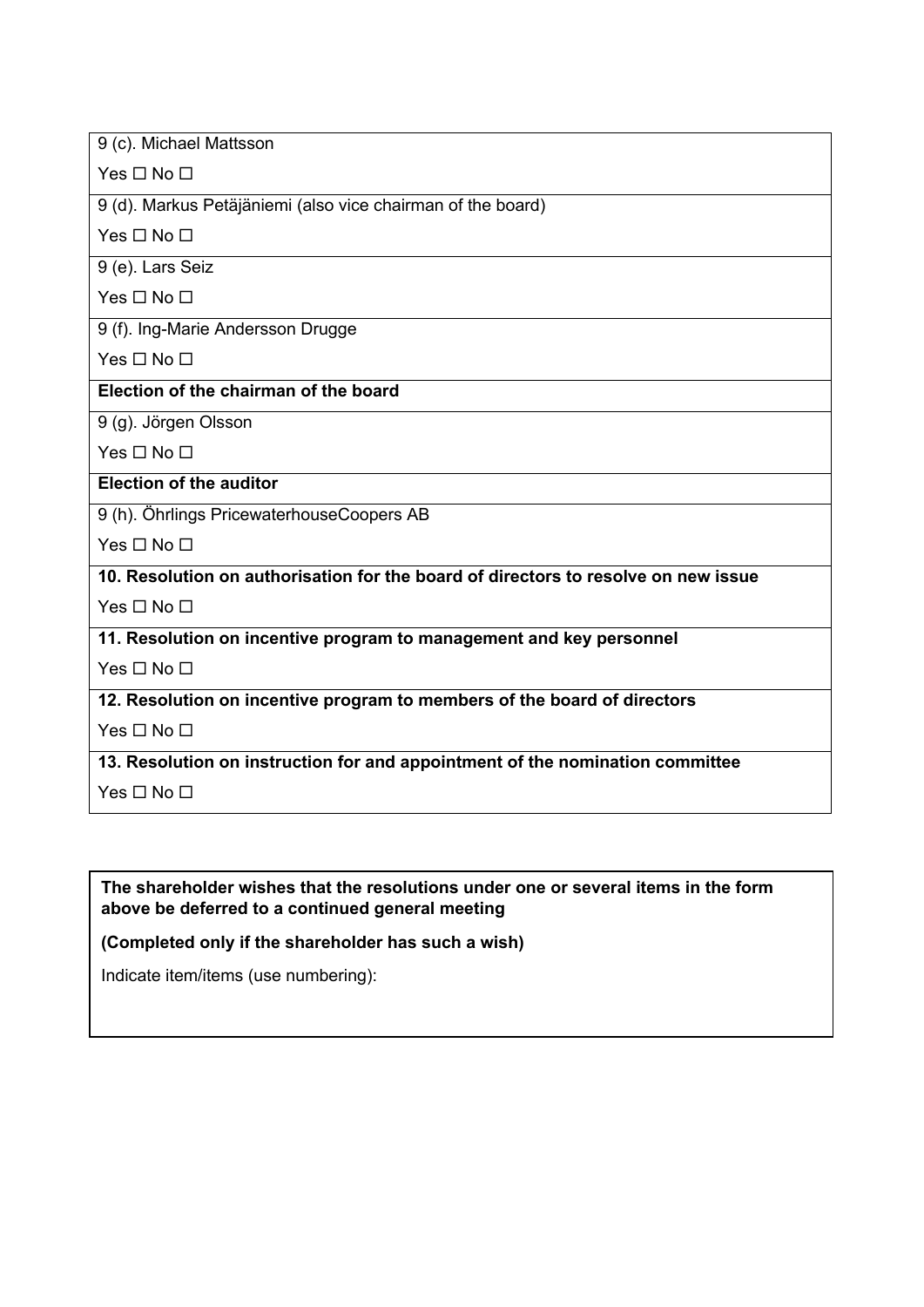| |
|---|
| 9 (c). Michael Mattsson |
| Yes ☐ No ☐ |
| 9 (d). Markus Petäjäniemi (also vice chairman of the board) |
| Yes ☐ No ☐ |
| 9 (e). Lars Seiz |
| Yes ☐ No ☐ |
| 9 (f). Ing-Marie Andersson Drugge |
| Yes ☐ No ☐ |
| **Election of the chairman of the board** |
| 9 (g). Jörgen Olsson |
| Yes ☐ No ☐ |
| **Election of the auditor** |
| 9 (h). Öhrlings PricewaterhouseCoopers AB |
| Yes ☐ No ☐ |
| **10. Resolution on authorisation for the board of directors to resolve on new issue** |
| Yes ☐ No ☐ |
| **11. Resolution on incentive program to management and key personnel** |
| Yes ☐ No ☐ |
| **12. Resolution on incentive program to members of the board of directors** |
| Yes ☐ No ☐ |
| **13. Resolution on instruction for and appointment of the nomination committee** |
| Yes ☐ No ☐ |

**The shareholder wishes that the resolutions under one or several items in the form above be deferred to a continued general meeting**

**(Completed only if the shareholder has such a wish)**

Indicate item/items (use numbering):